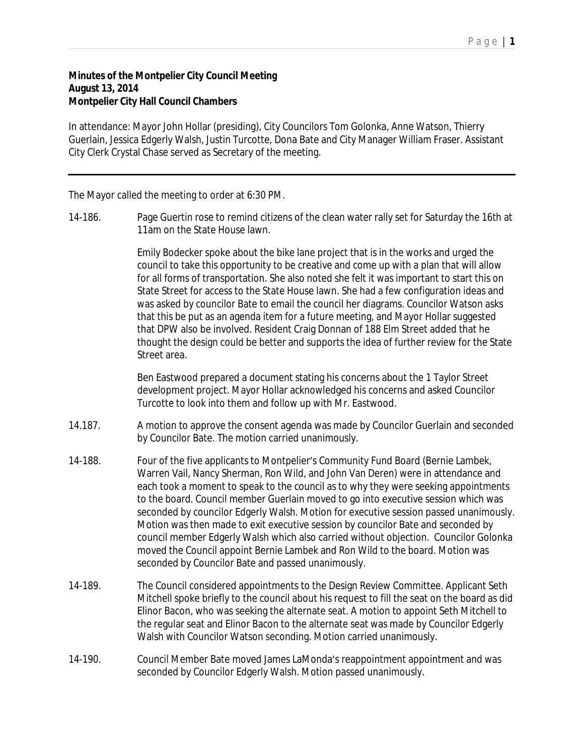**Minutes of the Montpelier City Council Meeting**
**August 13, 2014**
**Montpelier City Hall Council Chambers**

In attendance: Mayor John Hollar (presiding), City Councilors Tom Golonka, Anne Watson, Thierry Guerlain, Jessica Edgerly Walsh, Justin Turcotte, Dona Bate and City Manager William Fraser. Assistant City Clerk Crystal Chase served as Secretary of the meeting.

---

The Mayor called the meeting to order at 6:30 PM.

14-186. Page Guertin rose to remind citizens of the clean water rally set for Saturday the 16th at 11am on the State House lawn.

Emily Bodecker spoke about the bike lane project that is in the works and urged the council to take this opportunity to be creative and come up with a plan that will allow for all forms of transportation. She also noted she felt it was important to start this on State Street for access to the State House lawn. She had a few configuration ideas and was asked by councilor Bate to email the council her diagrams. Councilor Watson asks that this be put as an agenda item for a future meeting, and Mayor Hollar suggested that DPW also be involved. Resident Craig Donnan of 188 Elm Street added that he thought the design could be better and supports the idea of further review for the State Street area.

Ben Eastwood prepared a document stating his concerns about the 1 Taylor Street development project. Mayor Hollar acknowledged his concerns and asked Councilor Turcotte to look into them and follow up with Mr. Eastwood.

14.187. A motion to approve the consent agenda was made by Councilor Guerlain and seconded by Councilor Bate. The motion carried unanimously.

14-188. Four of the five applicants to Montpelier's Community Fund Board (Bernie Lambek, Warren Vail, Nancy Sherman, Ron Wild, and John Van Deren) were in attendance and each took a moment to speak to the council as to why they were seeking appointments to the board. Council member Guerlain moved to go into executive session which was seconded by councilor Edgerly Walsh. Motion for executive session passed unanimously. Motion was then made to exit executive session by councilor Bate and seconded by council member Edgerly Walsh which also carried without objection. Councilor Golonka moved the Council appoint Bernie Lambek and Ron Wild to the board. Motion was seconded by Councilor Bate and passed unanimously.

14-189. The Council considered appointments to the Design Review Committee. Applicant Seth Mitchell spoke briefly to the council about his request to fill the seat on the board as did Elinor Bacon, who was seeking the alternate seat. A motion to appoint Seth Mitchell to the regular seat and Elinor Bacon to the alternate seat was made by Councilor Edgerly Walsh with Councilor Watson seconding. Motion carried unanimously.

14-190. Council Member Bate moved James LaMonda's reappointment appointment and was seconded by Councilor Edgerly Walsh. Motion passed unanimously.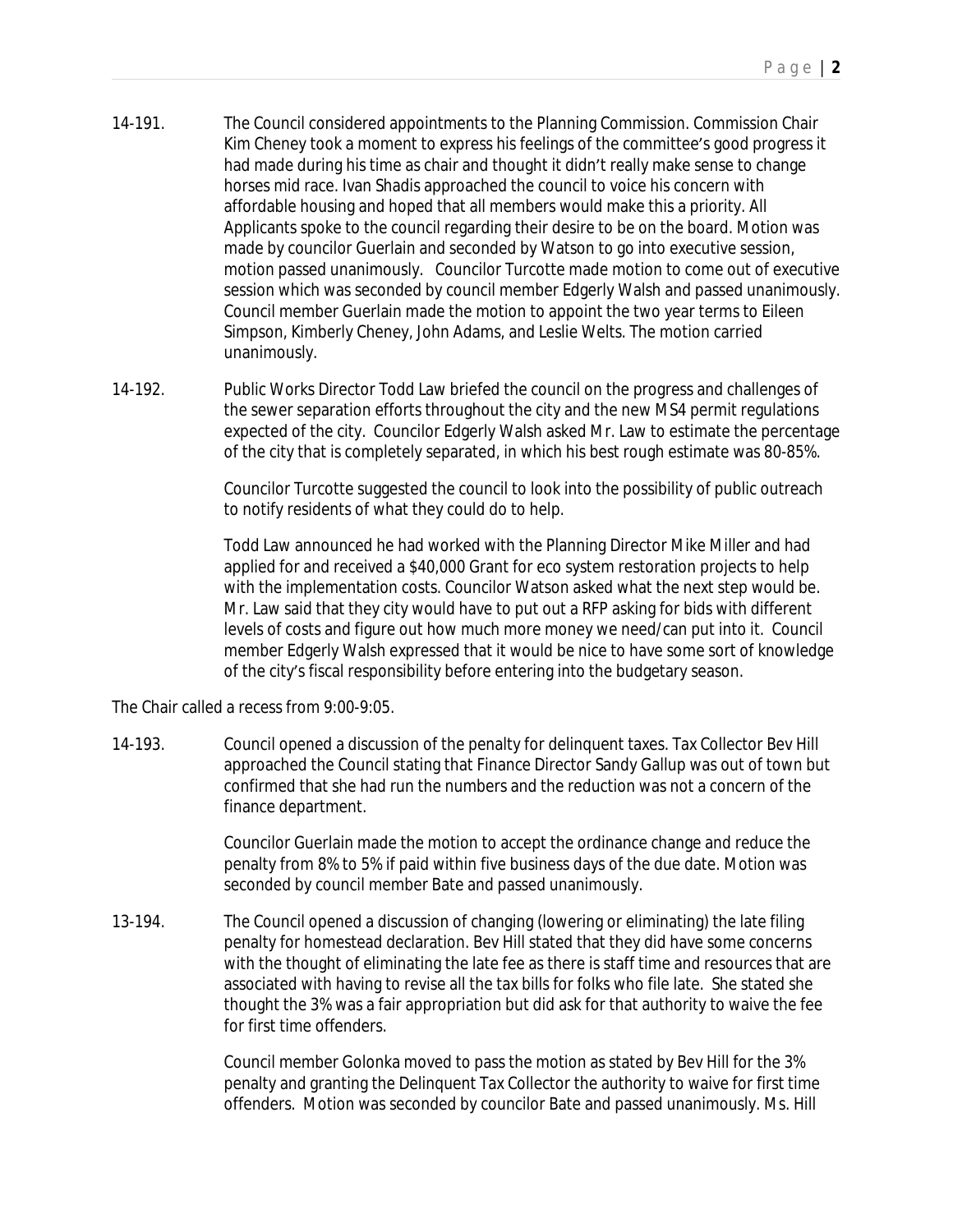14-191. The Council considered appointments to the Planning Commission. Commission Chair Kim Cheney took a moment to express his feelings of the committee's good progress it had made during his time as chair and thought it didn't really make sense to change horses mid race. Ivan Shadis approached the council to voice his concern with affordable housing and hoped that all members would make this a priority. All Applicants spoke to the council regarding their desire to be on the board. Motion was made by councilor Guerlain and seconded by Watson to go into executive session, motion passed unanimously. Councilor Turcotte made motion to come out of executive session which was seconded by council member Edgerly Walsh and passed unanimously. Council member Guerlain made the motion to appoint the two year terms to Eileen Simpson, Kimberly Cheney, John Adams, and Leslie Welts. The motion carried unanimously.

14-192. Public Works Director Todd Law briefed the council on the progress and challenges of the sewer separation efforts throughout the city and the new MS4 permit regulations expected of the city. Councilor Edgerly Walsh asked Mr. Law to estimate the percentage of the city that is completely separated, in which his best rough estimate was 80-85%.

Councilor Turcotte suggested the council to look into the possibility of public outreach to notify residents of what they could do to help.

Todd Law announced he had worked with the Planning Director Mike Miller and had applied for and received a $40,000 Grant for eco system restoration projects to help with the implementation costs. Councilor Watson asked what the next step would be. Mr. Law said that they city would have to put out a RFP asking for bids with different levels of costs and figure out how much more money we need/can put into it. Council member Edgerly Walsh expressed that it would be nice to have some sort of knowledge of the city's fiscal responsibility before entering into the budgetary season.

The Chair called a recess from 9:00-9:05.

14-193. Council opened a discussion of the penalty for delinquent taxes. Tax Collector Bev Hill approached the Council stating that Finance Director Sandy Gallup was out of town but confirmed that she had run the numbers and the reduction was not a concern of the finance department.

Councilor Guerlain made the motion to accept the ordinance change and reduce the penalty from 8% to 5% if paid within five business days of the due date. Motion was seconded by council member Bate and passed unanimously.

13-194. The Council opened a discussion of changing (lowering or eliminating) the late filing penalty for homestead declaration. Bev Hill stated that they did have some concerns with the thought of eliminating the late fee as there is staff time and resources that are associated with having to revise all the tax bills for folks who file late. She stated she thought the 3% was a fair appropriation but did ask for that authority to waive the fee for first time offenders.

Council member Golonka moved to pass the motion as stated by Bev Hill for the 3% penalty and granting the Delinquent Tax Collector the authority to waive for first time offenders. Motion was seconded by councilor Bate and passed unanimously. Ms. Hill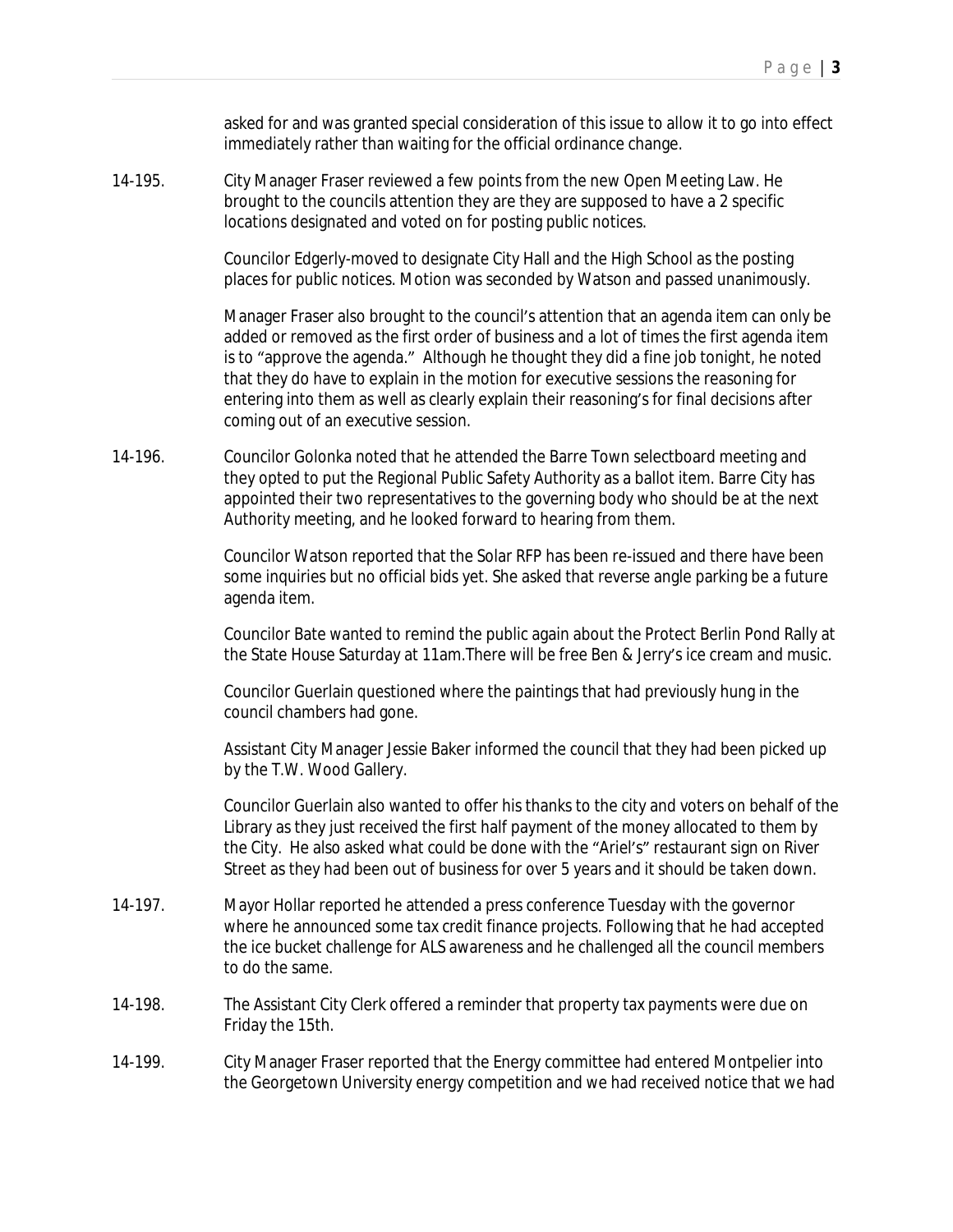asked for and was granted special consideration of this issue to allow it to go into effect immediately rather than waiting for the official ordinance change.

14-195. City Manager Fraser reviewed a few points from the new Open Meeting Law. He brought to the councils attention they are they are supposed to have a 2 specific locations designated and voted on for posting public notices.

Councilor Edgerly-moved to designate City Hall and the High School as the posting places for public notices. Motion was seconded by Watson and passed unanimously.

Manager Fraser also brought to the council's attention that an agenda item can only be added or removed as the first order of business and a lot of times the first agenda item is to "approve the agenda." Although he thought they did a fine job tonight, he noted that they do have to explain in the motion for executive sessions the reasoning for entering into them as well as clearly explain their reasoning's for final decisions after coming out of an executive session.

14-196. Councilor Golonka noted that he attended the Barre Town selectboard meeting and they opted to put the Regional Public Safety Authority as a ballot item. Barre City has appointed their two representatives to the governing body who should be at the next Authority meeting, and he looked forward to hearing from them.

Councilor Watson reported that the Solar RFP has been re-issued and there have been some inquiries but no official bids yet. She asked that reverse angle parking be a future agenda item.

Councilor Bate wanted to remind the public again about the Protect Berlin Pond Rally at the State House Saturday at 11am.There will be free Ben & Jerry's ice cream and music.

Councilor Guerlain questioned where the paintings that had previously hung in the council chambers had gone.

Assistant City Manager Jessie Baker informed the council that they had been picked up by the T.W. Wood Gallery.

Councilor Guerlain also wanted to offer his thanks to the city and voters on behalf of the Library as they just received the first half payment of the money allocated to them by the City. He also asked what could be done with the "Ariel's" restaurant sign on River Street as they had been out of business for over 5 years and it should be taken down.

14-197. Mayor Hollar reported he attended a press conference Tuesday with the governor where he announced some tax credit finance projects. Following that he had accepted the ice bucket challenge for ALS awareness and he challenged all the council members to do the same.

14-198. The Assistant City Clerk offered a reminder that property tax payments were due on Friday the 15th.

14-199. City Manager Fraser reported that the Energy committee had entered Montpelier into the Georgetown University energy competition and we had received notice that we had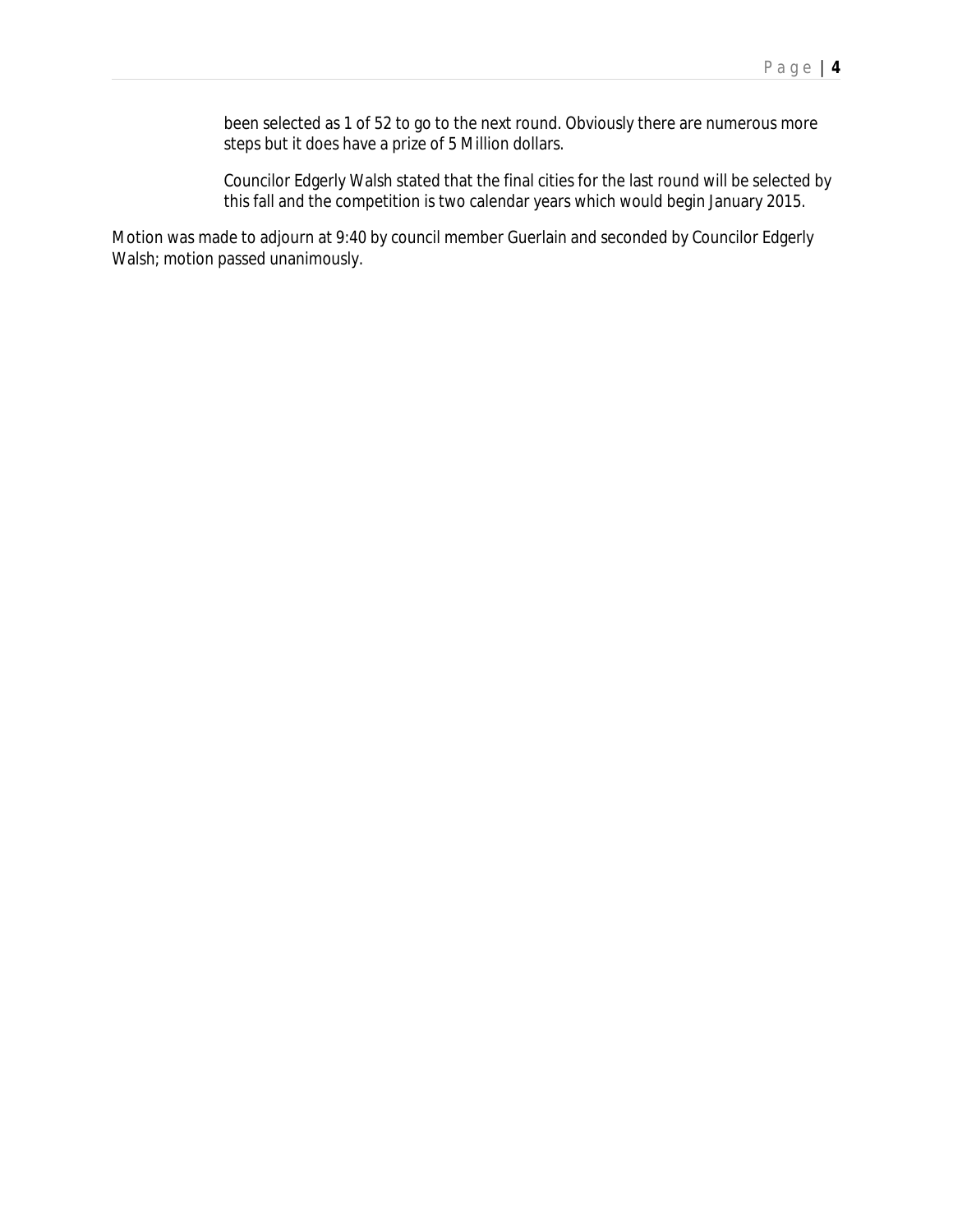been selected as 1 of 52 to go to the next round. Obviously there are numerous more steps but it does have a prize of 5 Million dollars.

Councilor Edgerly Walsh stated that the final cities for the last round will be selected by this fall and the competition is two calendar years which would begin January 2015.

Motion was made to adjourn at 9:40 by council member Guerlain and seconded by Councilor Edgerly Walsh; motion passed unanimously.